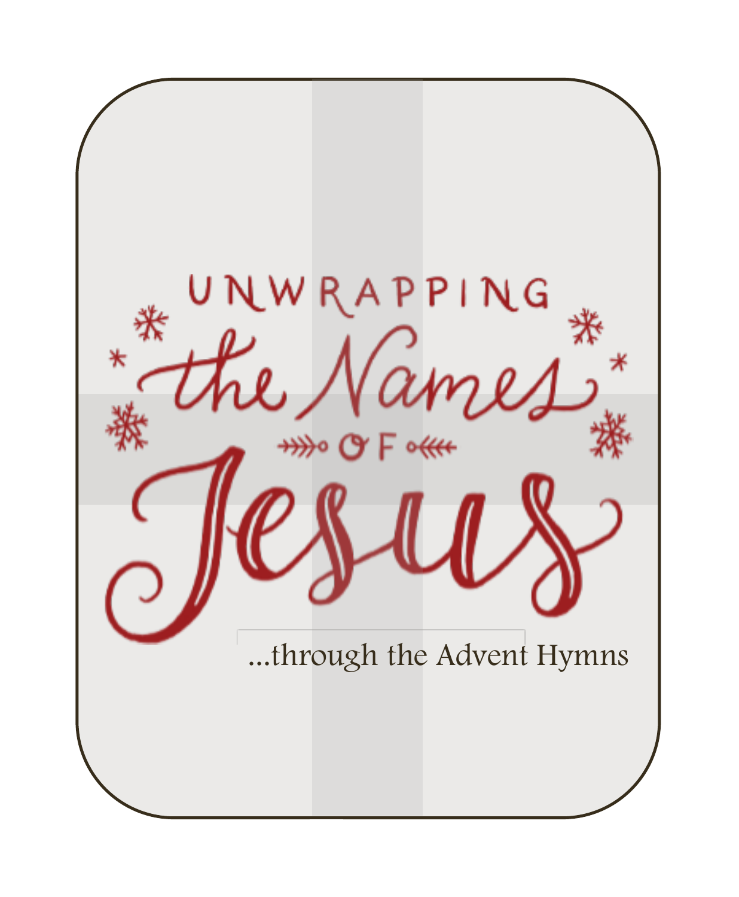# UNWRAPPING the Names OF Jesus

...through the Advent Hymns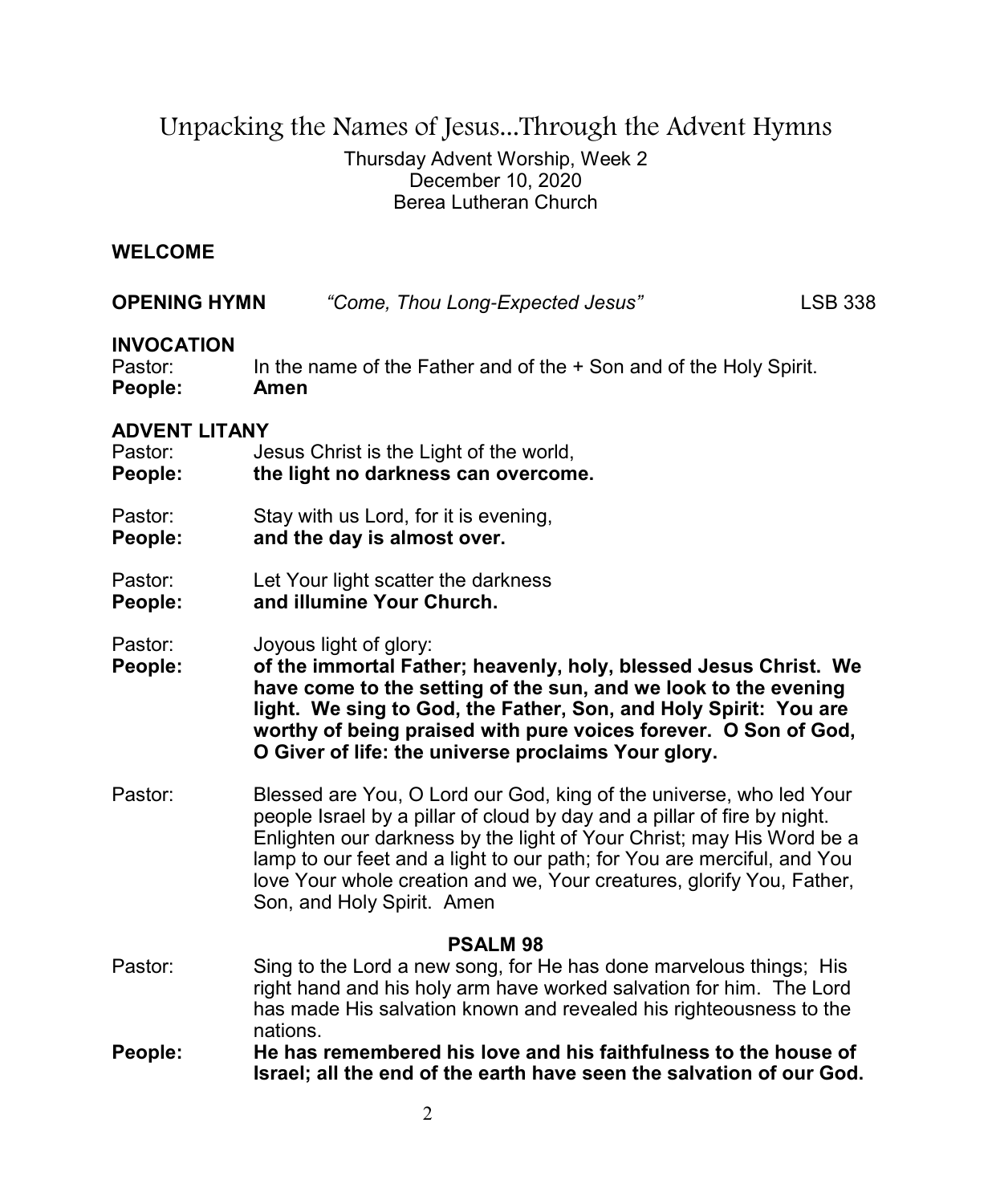# Unpacking the Names of Jesus...Through the Advent Hymns

Thursday Advent Worship, Week 2
December 10, 2020
Berea Lutheran Church

**WELCOME**

**OPENING HYMN** *"Come, Thou Long-Expected Jesus"* LSB 338

**INVOCATION**

Pastor: In the name of the Father and of the + Son and of the Holy Spirit.
**People: Amen**

**ADVENT LITANY**

Pastor: Jesus Christ is the Light of the world,
**People: the light no darkness can overcome.**

Pastor: Stay with us Lord, for it is evening,
**People: and the day is almost over.**

Pastor: Let Your light scatter the darkness
**People: and illumine Your Church.**

Pastor: Joyous light of glory:
**People: of the immortal Father; heavenly, holy, blessed Jesus Christ. We have come to the setting of the sun, and we look to the evening light. We sing to God, the Father, Son, and Holy Spirit: You are worthy of being praised with pure voices forever. O Son of God, O Giver of life: the universe proclaims Your glory.**

Pastor: Blessed are You, O Lord our God, king of the universe, who led Your people Israel by a pillar of cloud by day and a pillar of fire by night. Enlighten our darkness by the light of Your Christ; may His Word be a lamp to our feet and a light to our path; for You are merciful, and You love Your whole creation and we, Your creatures, glorify You, Father, Son, and Holy Spirit. Amen

**PSALM 98**

Pastor: Sing to the Lord a new song, for He has done marvelous things; His right hand and his holy arm have worked salvation for him. The Lord has made His salvation known and revealed his righteousness to the nations.
**People: He has remembered his love and his faithfulness to the house of Israel; all the end of the earth have seen the salvation of our God.**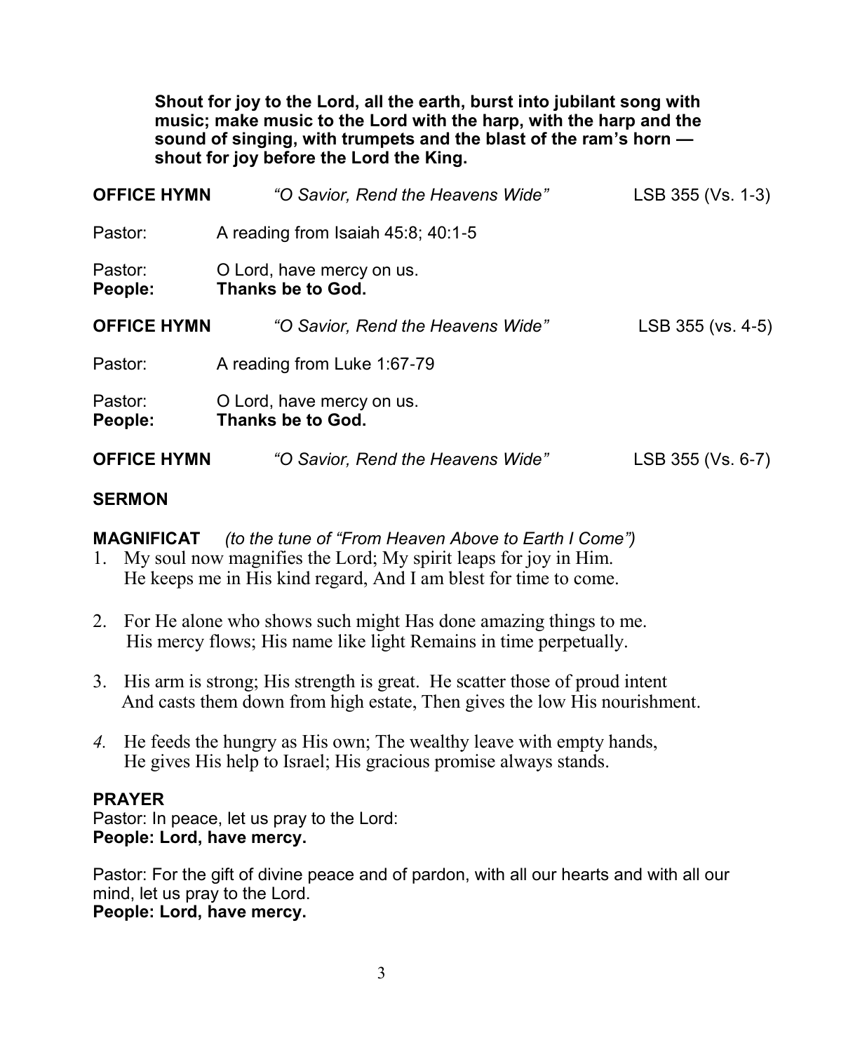**Shout for joy to the Lord, all the earth, burst into jubilant song with music; make music to the Lord with the harp, with the harp and the sound of singing, with trumpets and the blast of the ram's horn — shout for joy before the Lord the King.**

**OFFICE HYMN** *"O Savior, Rend the Heavens Wide"* LSB 355 (Vs. 1-3)

Pastor: A reading from Isaiah 45:8; 40:1-5

Pastor: O Lord, have mercy on us.
**People: Thanks be to God.**

**OFFICE HYMN** *"O Savior, Rend the Heavens Wide"* LSB 355 (vs. 4-5)

Pastor: A reading from Luke 1:67-79

Pastor: O Lord, have mercy on us.
**People: Thanks be to God.**

**OFFICE HYMN** *"O Savior, Rend the Heavens Wide"* LSB 355 (Vs. 6-7)

**SERMON**

**MAGNIFICAT** *(to the tune of "From Heaven Above to Earth I Come")*

1. My soul now magnifies the Lord; My spirit leaps for joy in Him.
   He keeps me in His kind regard, And I am blest for time to come.

2. For He alone who shows such might Has done amazing things to me.
   His mercy flows; His name like light Remains in time perpetually.

3. His arm is strong; His strength is great. He scatter those of proud intent
   And casts them down from high estate, Then gives the low His nourishment.

4. He feeds the hungry as His own; The wealthy leave with empty hands,
   He gives His help to Israel; His gracious promise always stands.

**PRAYER**

Pastor: In peace, let us pray to the Lord:
**People: Lord, have mercy.**

Pastor: For the gift of divine peace and of pardon, with all our hearts and with all our mind, let us pray to the Lord.
**People: Lord, have mercy.**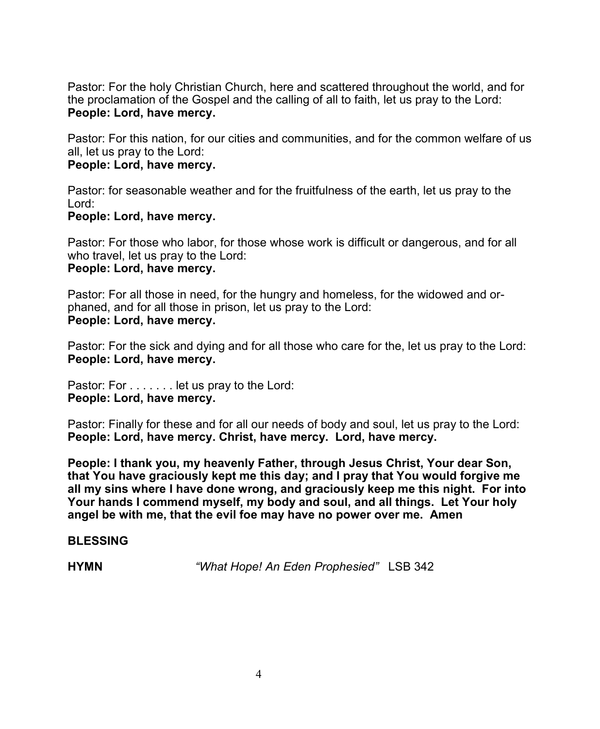Pastor: For the holy Christian Church, here and scattered throughout the world, and for the proclamation of the Gospel and the calling of all to faith, let us pray to the Lord:
**People: Lord, have mercy.**

Pastor: For this nation, for our cities and communities, and for the common welfare of us all, let us pray to the Lord:
**People: Lord, have mercy.**

Pastor: for seasonable weather and for the fruitfulness of the earth, let us pray to the Lord:
**People: Lord, have mercy.**

Pastor: For those who labor, for those whose work is difficult or dangerous, and for all who travel, let us pray to the Lord:
**People: Lord, have mercy.**

Pastor: For all those in need, for the hungry and homeless, for the widowed and orphaned, and for all those in prison, let us pray to the Lord:
**People: Lord, have mercy.**

Pastor: For the sick and dying and for all those who care for the, let us pray to the Lord:
**People: Lord, have mercy.**

Pastor: For . . . . . . . let us pray to the Lord:
**People: Lord, have mercy.**

Pastor: Finally for these and for all our needs of body and soul, let us pray to the Lord:
**People: Lord, have mercy. Christ, have mercy. Lord, have mercy.**

**People: I thank you, my heavenly Father, through Jesus Christ, Your dear Son, that You have graciously kept me this day; and I pray that You would forgive me all my sins where I have done wrong, and graciously keep me this night. For into Your hands I commend myself, my body and soul, and all things. Let Your holy angel be with me, that the evil foe may have no power over me. Amen**

**BLESSING**

**HYMN** *"What Hope! An Eden Prophesied"* LSB 342